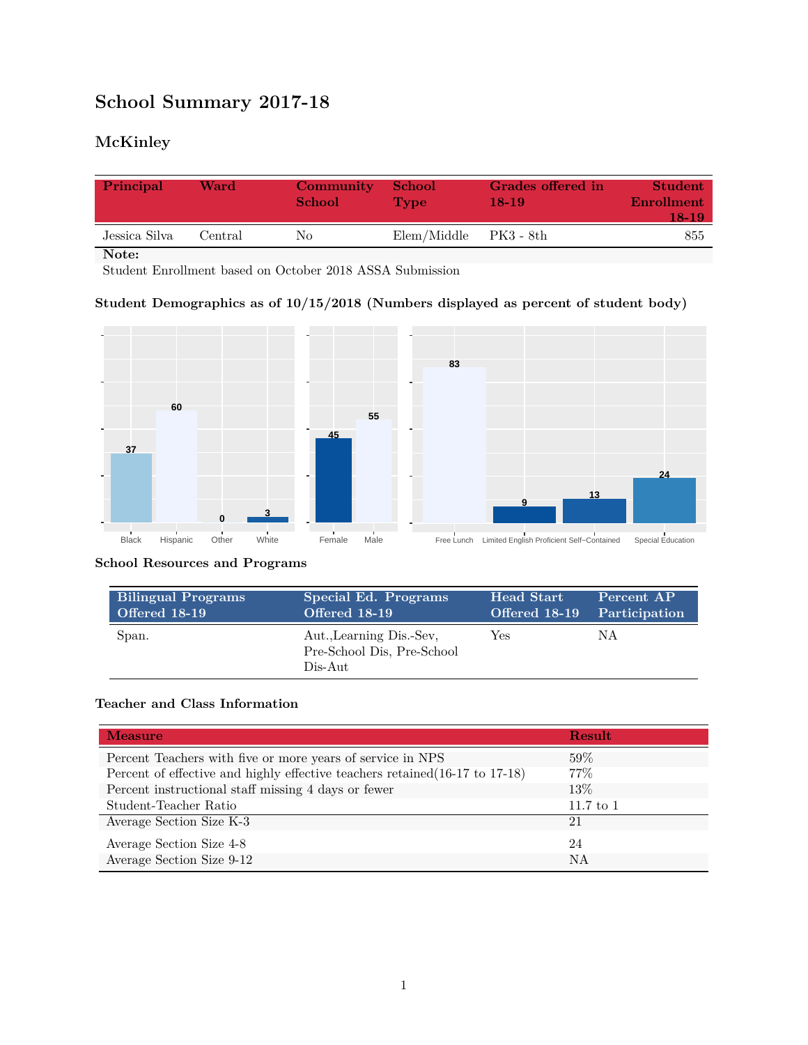# School Summary 2017-18

## McKinley

| Principal | Ward | Community School | School Type | Grades offered in 18-19 | Student Enrollment 18-19 |
|---|---|---|---|---|---|
| Jessica Silva | Central | No | Elem/Middle | PK3 - 8th | 855 |

**Note:**
Student Enrollment based on October 2018 ASSA Submission

### Student Demographics as of 10/15/2018 (Numbers displayed as percent of student body)

| Black | Hispanic | Other | White |
|---|---|---|---|
| 37 | 60 | 0 | 3 |

| Female | Male |
|---|---|
| 45 | 55 |

| Free Lunch | Limited English Proficient | Self-Contained | Special Education |
|---|---|---|---|
| 83 | 9 | 13 | 24 |

### School Resources and Programs

| Bilingual Programs Offered 18-19 | Special Ed. Programs Offered 18-19 | Head Start Offered 18-19 | Percent AP Participation |
|---|---|---|---|
| Span. | Aut.,Learning Dis.-Sev, Pre-School Dis, Pre-School Dis-Aut | Yes | NA |

### Teacher and Class Information

| Measure | Result |
|---|---|
| Percent Teachers with five or more years of service in NPS | 59% |
| Percent of effective and highly effective teachers retained(16-17 to 17-18) | 77% |
| Percent instructional staff missing 4 days or fewer | 13% |
| Student-Teacher Ratio | 11.7 to 1 |
| Average Section Size K-3 | 21 |
| Average Section Size 4-8 | 24 |
| Average Section Size 9-12 | NA |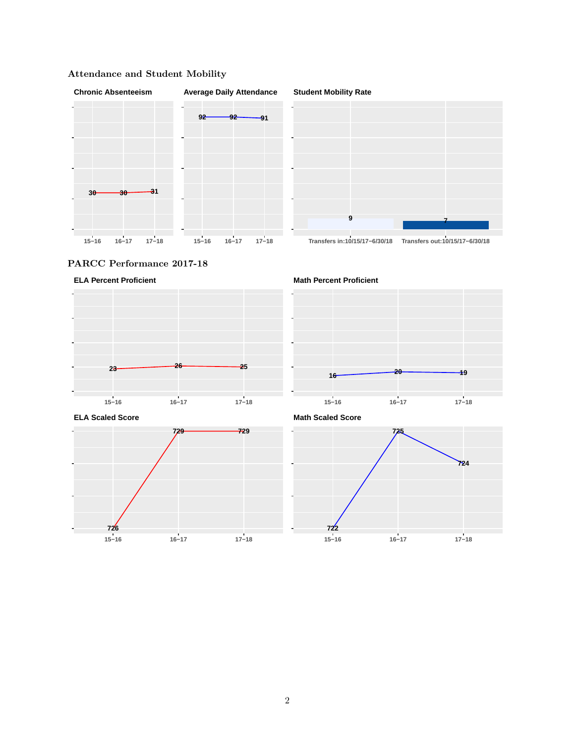## Attendance and Student Mobility

**Chronic Absenteeism**

30 30 31

15–16 16–17 17–18

**Average Daily Attendance**

92 92 91

15–16 16–17 17–18

**Student Mobility Rate**

9 7

Transfers in:10/15/17–6/30/18 Transfers out:10/15/17–6/30/18

## PARCC Performance 2017-18

**ELA Percent Proficient**

23 26 25

15–16 16–17 17–18

**Math Percent Proficient**

16 20 19

15–16 16–17 17–18

**ELA Scaled Score**

726 729 729

15–16 16–17 17–18

**Math Scaled Score**

722 725 724

15–16 16–17 17–18